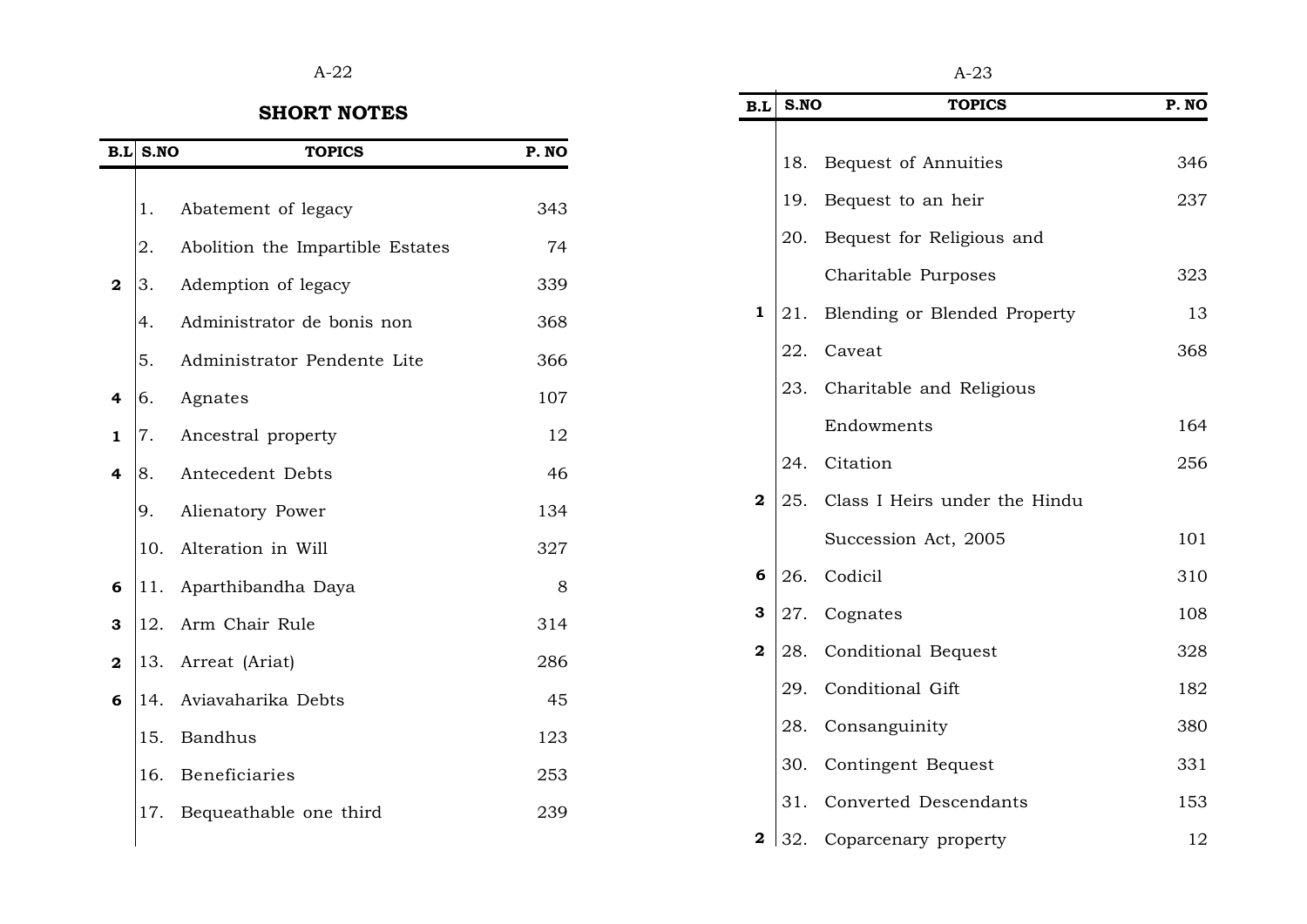## SHORT NOTES

| B.L | S.NO | TOPICS | P. NO |
|---|---|---|---|
| | 1. | Abatement of legacy | 343 |
| | 2. | Abolition the Impartible Estates | 74 |
| 2 | 3. | Ademption of legacy | 339 |
| | 4. | Administrator de bonis non | 368 |
| | 5. | Administrator Pendente Lite | 366 |
| 4 | 6. | Agnates | 107 |
| 1 | 7. | Ancestral property | 12 |
| 4 | 8. | Antecedent Debts | 46 |
| | 9. | Alienatory Power | 134 |
| | 10. | Alteration in Will | 327 |
| 6 | 11. | Aparthibandha Daya | 8 |
| 3 | 12. | Arm Chair Rule | 314 |
| 2 | 13. | Arreat (Ariat) | 286 |
| 6 | 14. | Aviavaharika Debts | 45 |
| | 15. | Bandhus | 123 |
| | 16. | Beneficiaries | 253 |
| | 17. | Bequeathable one third | 239 |
| | 18. | Bequest of Annuities | 346 |
| | 19. | Bequest to an heir | 237 |
| | 20. | Bequest for Religious and Charitable Purposes | 323 |
| 1 | 21. | Blending or Blended Property | 13 |
| | 22. | Caveat | 368 |
| | 23. | Charitable and Religious Endowments | 164 |
| | 24. | Citation | 256 |
| 2 | 25. | Class I Heirs under the Hindu Succession Act, 2005 | 101 |
| 6 | 26. | Codicil | 310 |
| 3 | 27. | Cognates | 108 |
| 2 | 28. | Conditional Bequest | 328 |
| | 29. | Conditional Gift | 182 |
| | 28. | Consanguinity | 380 |
| | 30. | Contingent Bequest | 331 |
| | 31. | Converted Descendants | 153 |
| 2 | 32. | Coparcenary property | 12 |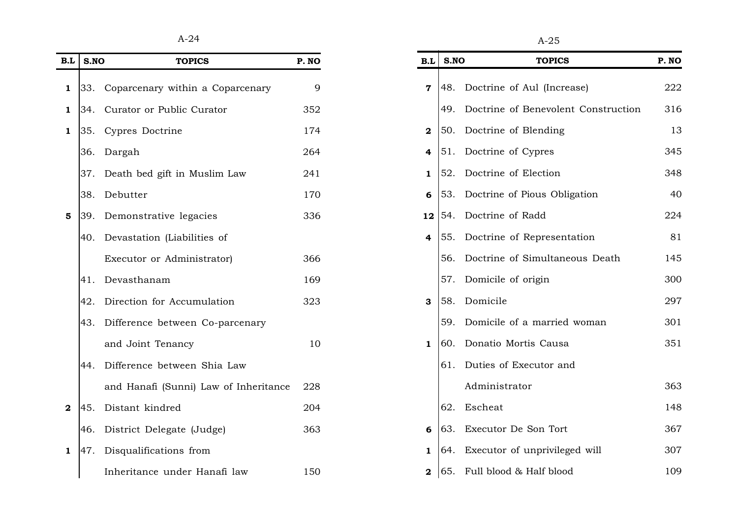| B.L | S.NO | TOPICS | P. NO |
|---|---|---|---|
| 1 | 33. | Coparcenary within a Coparcenary | 9 |
| 1 | 34. | Curator or Public Curator | 352 |
| 1 | 35. | Cypres Doctrine | 174 |
| | 36. | Dargah | 264 |
| | 37. | Death bed gift in Muslim Law | 241 |
| | 38. | Debutter | 170 |
| 5 | 39. | Demonstrative legacies | 336 |
| | 40. | Devastation (Liabilities of Executor or Administrator) | 366 |
| | 41. | Devasthanam | 169 |
| | 42. | Direction for Accumulation | 323 |
| | 43. | Difference between Co-parcenary and Joint Tenancy | 10 |
| | 44. | Difference between Shia Law and Hanafi (Sunni) Law of Inheritance | 228 |
| 2 | 45. | Distant kindred | 204 |
| | 46. | District Delegate (Judge) | 363 |
| 1 | 47. | Disqualifications from Inheritance under Hanafi law | 150 |

| B.L | S.NO | TOPICS | P. NO |
|---|---|---|---|
| 7 | 48. | Doctrine of Aul (Increase) | 222 |
| | 49. | Doctrine of Benevolent Construction | 316 |
| 2 | 50. | Doctrine of Blending | 13 |
| 4 | 51. | Doctrine of Cypres | 345 |
| 1 | 52. | Doctrine of Election | 348 |
| 6 | 53. | Doctrine of Pious Obligation | 40 |
| 12 | 54. | Doctrine of Radd | 224 |
| 4 | 55. | Doctrine of Representation | 81 |
| | 56. | Doctrine of Simultaneous Death | 145 |
| | 57. | Domicile of origin | 300 |
| 3 | 58. | Domicile | 297 |
| | 59. | Domicile of a married woman | 301 |
| 1 | 60. | Donatio Mortis Causa | 351 |
| | 61. | Duties of Executor and Administrator | 363 |
| | 62. | Escheat | 148 |
| 6 | 63. | Executor De Son Tort | 367 |
| 1 | 64. | Executor of unprivileged will | 307 |
| 2 | 65. | Full blood & Half blood | 109 |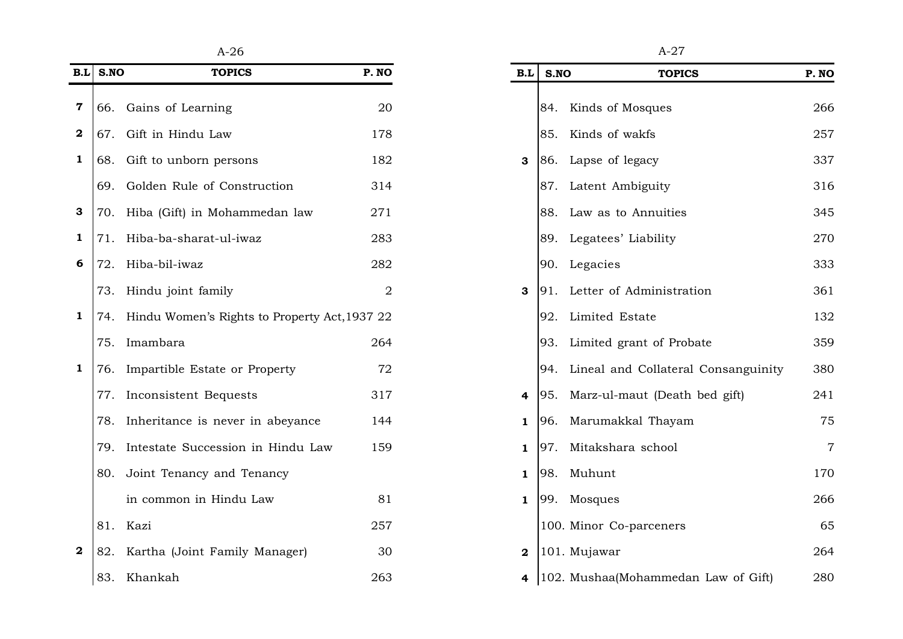| B.L | S.NO | TOPICS | P. NO |
|---|---|---|---|
| **7** | 66. | Gains of Learning | 20 |
| **2** | 67. | Gift in Hindu Law | 178 |
| **1** | 68. | Gift to unborn persons | 182 |
| | 69. | Golden Rule of Construction | 314 |
| **3** | 70. | Hiba (Gift) in Mohammedan law | 271 |
| **1** | 71. | Hiba-ba-sharat-ul-iwaz | 283 |
| **6** | 72. | Hiba-bil-iwaz | 282 |
| | 73. | Hindu joint family | 2 |
| **1** | 74. | Hindu Women's Rights to Property Act,1937 | 22 |
| | 75. | Imambara | 264 |
| **1** | 76. | Impartible Estate or Property | 72 |
| | 77. | Inconsistent Bequests | 317 |
| | 78. | Inheritance is never in abeyance | 144 |
| | 79. | Intestate Succession in Hindu Law | 159 |
| | 80. | Joint Tenancy and Tenancy in common in Hindu Law | 81 |
| | 81. | Kazi | 257 |
| **2** | 82. | Kartha (Joint Family Manager) | 30 |
| | 83. | Khankah | 263 |

| B.L | S.NO | TOPICS | P. NO |
|---|---|---|---|
| | 84. | Kinds of Mosques | 266 |
| | 85. | Kinds of wakfs | 257 |
| **3** | 86. | Lapse of legacy | 337 |
| | 87. | Latent Ambiguity | 316 |
| | 88. | Law as to Annuities | 345 |
| | 89. | Legatees' Liability | 270 |
| | 90. | Legacies | 333 |
| **3** | 91. | Letter of Administration | 361 |
| | 92. | Limited Estate | 132 |
| | 93. | Limited grant of Probate | 359 |
| | 94. | Lineal and Collateral Consanguinity | 380 |
| **4** | 95. | Marz-ul-maut (Death bed gift) | 241 |
| **1** | 96. | Marumakkal Thayam | 75 |
| **1** | 97. | Mitakshara school | 7 |
| **1** | 98. | Muhunt | 170 |
| **1** | 99. | Mosques | 266 |
| | 100. | Minor Co-parceners | 65 |
| **2** | 101. | Mujawar | 264 |
| **4** | 102. | Mushaa(Mohammedan Law of Gift) | 280 |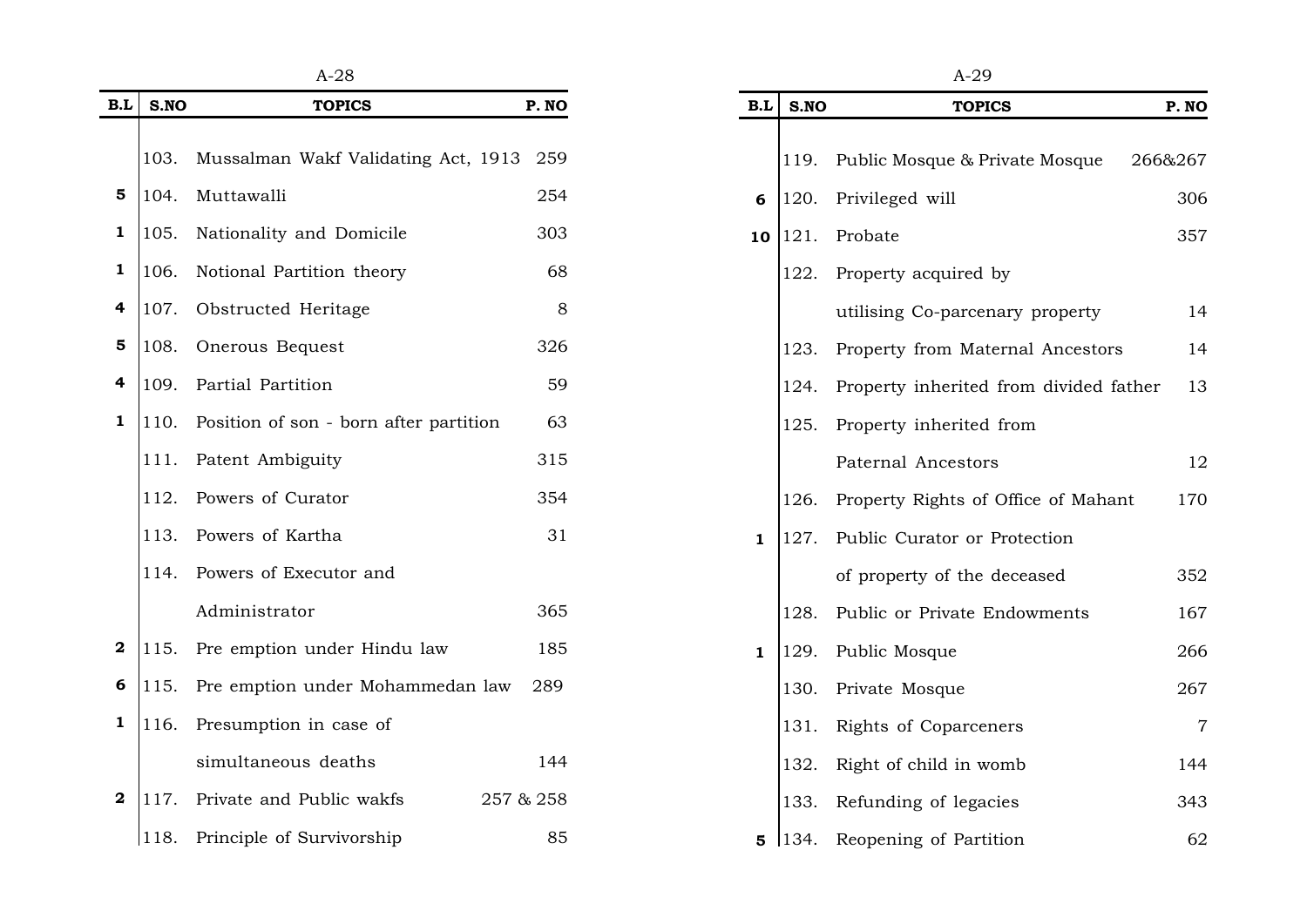| B.L | S.NO | TOPICS | P. NO |
|---|---|---|---|
| | 103. | Mussalman Wakf Validating Act, 1913 | 259 |
| 5 | 104. | Muttawalli | 254 |
| 1 | 105. | Nationality and Domicile | 303 |
| 1 | 106. | Notional Partition theory | 68 |
| 4 | 107. | Obstructed Heritage | 8 |
| 5 | 108. | Onerous Bequest | 326 |
| 4 | 109. | Partial Partition | 59 |
| 1 | 110. | Position of son - born after partition | 63 |
| | 111. | Patent Ambiguity | 315 |
| | 112. | Powers of Curator | 354 |
| | 113. | Powers of Kartha | 31 |
| | 114. | Powers of Executor and Administrator | 365 |
| 2 | 115. | Pre emption under Hindu law | 185 |
| 6 | 115. | Pre emption under Mohammedan law | 289 |
| 1 | 116. | Presumption in case of simultaneous deaths | 144 |
| 2 | 117. | Private and Public wakfs | 257 & 258 |
| | 118. | Principle of Survivorship | 85 |

| B.L | S.NO | TOPICS | P. NO |
|---|---|---|---|
| | 119. | Public Mosque & Private Mosque | 266&267 |
| 6 | 120. | Privileged will | 306 |
| 10 | 121. | Probate | 357 |
| | 122. | Property acquired by utilising Co-parcenary property | 14 |
| | 123. | Property from Maternal Ancestors | 14 |
| | 124. | Property inherited from divided father | 13 |
| | 125. | Property inherited from Paternal Ancestors | 12 |
| | 126. | Property Rights of Office of Mahant | 170 |
| 1 | 127. | Public Curator or Protection of property of the deceased | 352 |
| | 128. | Public or Private Endowments | 167 |
| 1 | 129. | Public Mosque | 266 |
| | 130. | Private Mosque | 267 |
| | 131. | Rights of Coparceners | 7 |
| | 132. | Right of child in womb | 144 |
| | 133. | Refunding of legacies | 343 |
| 5 | 134. | Reopening of Partition | 62 |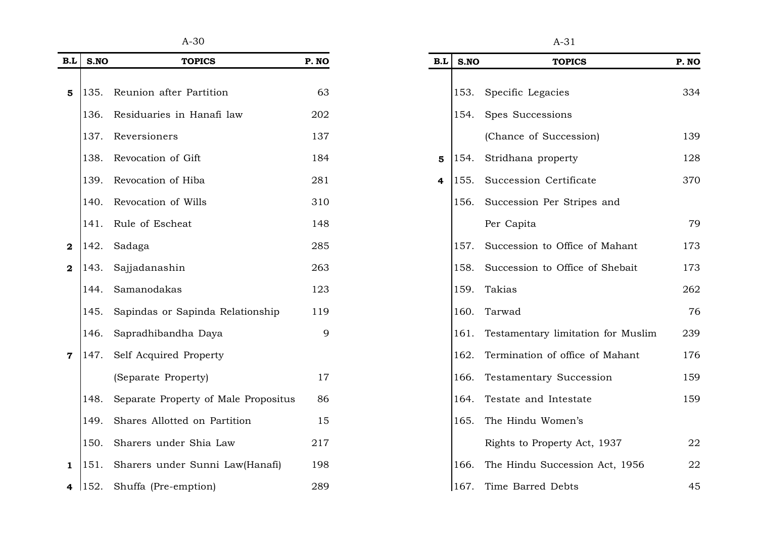| B.L | S.NO | TOPICS | P. NO |
|---|---|---|---|
| 5 | 135. | Reunion after Partition | 63 |
| | 136. | Residuaries in Hanafi law | 202 |
| | 137. | Reversioners | 137 |
| | 138. | Revocation of Gift | 184 |
| | 139. | Revocation of Hiba | 281 |
| | 140. | Revocation of Wills | 310 |
| | 141. | Rule of Escheat | 148 |
| 2 | 142. | Sadaga | 285 |
| 2 | 143. | Sajjadanashin | 263 |
| | 144. | Samanodakas | 123 |
| | 145. | Sapindas or Sapinda Relationship | 119 |
| | 146. | Sapradhibandha Daya | 9 |
| 7 | 147. | Self Acquired Property (Separate Property) | 17 |
| | 148. | Separate Property of Male Propositus | 86 |
| | 149. | Shares Allotted on Partition | 15 |
| | 150. | Sharers under Shia Law | 217 |
| 1 | 151. | Sharers under Sunni Law(Hanafi) | 198 |
| 4 | 152. | Shuffa (Pre-emption) | 289 |
| | 153. | Specific Legacies | 334 |
| | 154. | Spes Successions (Chance of Succession) | 139 |
| 5 | 154. | Stridhana property | 128 |
| 4 | 155. | Succession Certificate | 370 |
| | 156. | Succession Per Stripes and Per Capita | 79 |
| | 157. | Succession to Office of Mahant | 173 |
| | 158. | Succession to Office of Shebait | 173 |
| | 159. | Takias | 262 |
| | 160. | Tarwad | 76 |
| | 161. | Testamentary limitation for Muslim | 239 |
| | 162. | Termination of office of Mahant | 176 |
| | 166. | Testamentary Succession | 159 |
| | 164. | Testate and Intestate | 159 |
| | 165. | The Hindu Women's Rights to Property Act, 1937 | 22 |
| | 166. | The Hindu Succession Act, 1956 | 22 |
| | 167. | Time Barred Debts | 45 |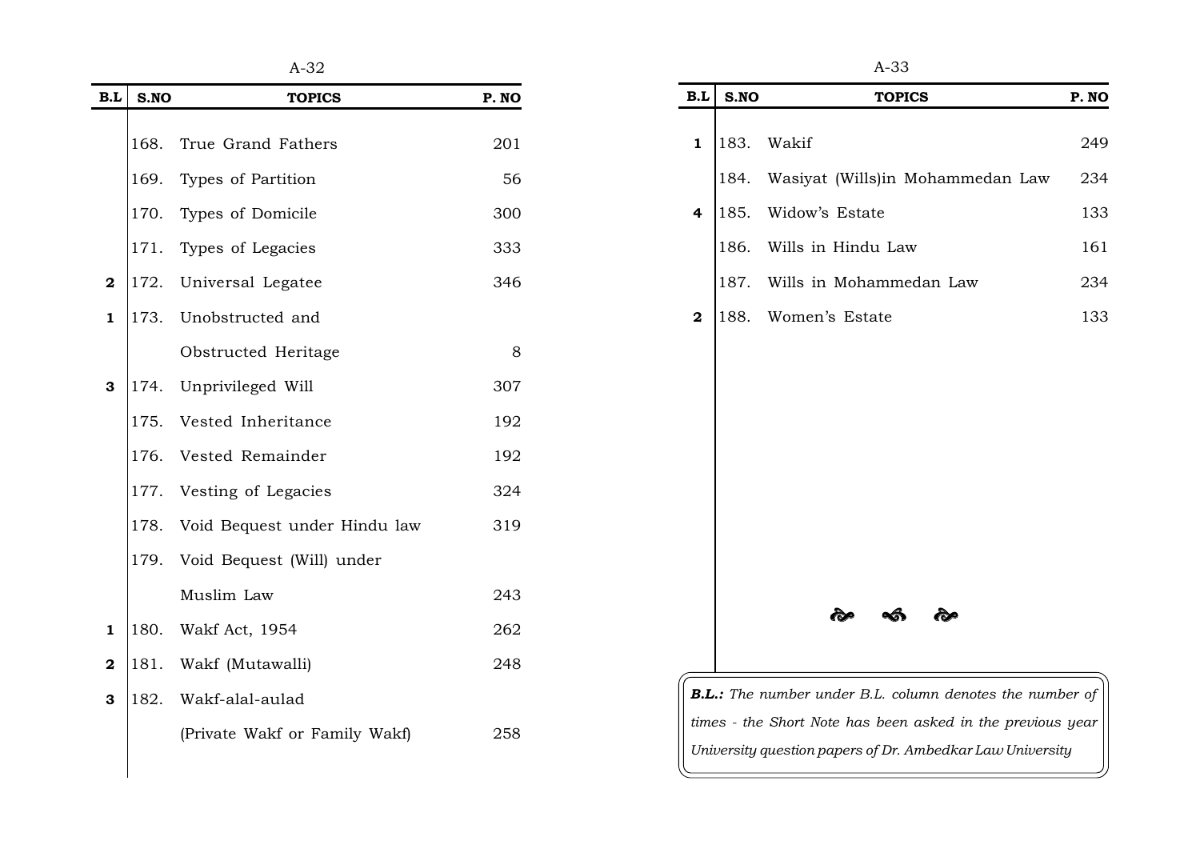| B.L | S.NO | TOPICS | P. NO |
|---|---|---|---|
| | 168. | True Grand Fathers | 201 |
| | 169. | Types of Partition | 56 |
| | 170. | Types of Domicile | 300 |
| | 171. | Types of Legacies | 333 |
| **2** | 172. | Universal Legatee | 346 |
| **1** | 173. | Unobstructed and Obstructed Heritage | 8 |
| **3** | 174. | Unprivileged Will | 307 |
| | 175. | Vested Inheritance | 192 |
| | 176. | Vested Remainder | 192 |
| | 177. | Vesting of Legacies | 324 |
| | 178. | Void Bequest under Hindu law | 319 |
| | 179. | Void Bequest (Will) under Muslim Law | 243 |
| **1** | 180. | Wakf Act, 1954 | 262 |
| **2** | 181. | Wakf (Mutawalli) | 248 |
| **3** | 182. | Wakf-alal-aulad (Private Wakf or Family Wakf) | 258 |
| **1** | 183. | Wakif | 249 |
| | 184. | Wasiyat (Wills)in Mohammedan Law | 234 |
| **4** | 185. | Widow's Estate | 133 |
| | 186. | Wills in Hindu Law | 161 |
| | 187. | Wills in Mohammedan Law | 234 |
| **2** | 188. | Women's Estate | 133 |

***B.L.:*** *The number under B.L. column denotes the number of times - the Short Note has been asked in the previous year University question papers of Dr. Ambedkar Law University*